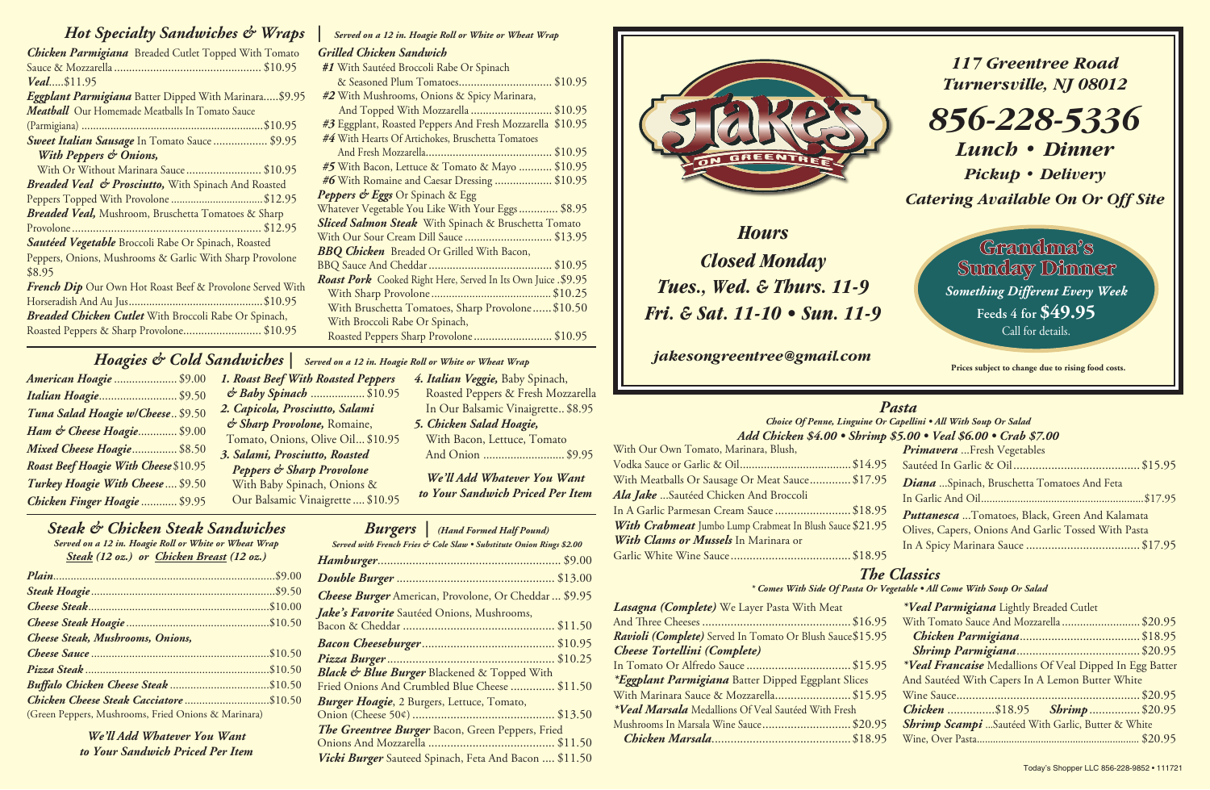## Hot Specialty Sandwiches & Wraps | *Served on a 12 in. Hoagie Roll or White or Wheat Wrap*

***Chicken Parmigiana*** Breaded Cutlet Topped With Tomato Sauce & Mozzarella ........ $10.95

***Veal***.....$11.95

***Eggplant Parmigiana*** Batter Dipped With Marinara.....$9.95

***Meatball*** Our Homemade Meatballs In Tomato Sauce (Parmigiana) ........ $10.95

***Sweet Italian Sausage*** In Tomato Sauce ........ $9.95

***With Peppers & Onions,*** With Or Without Marinara Sauce ........ $10.95

***Breaded Veal & Prosciutto,*** With Spinach And Roasted Peppers Topped With Provolone ........ $12.95

***Breaded Veal,*** Mushroom, Bruschetta Tomatoes & Sharp Provolone ........ $12.95

***Sautéed Vegetable*** Broccoli Rabe Or Spinach, Roasted Peppers, Onions, Mushrooms & Garlic With Sharp Provolone $8.95

***French Dip*** Our Own Hot Roast Beef & Provolone Served With Horseradish And Au Jus ........ $10.95

***Breaded Chicken Cutlet*** With Broccoli Rabe Or Spinach, Roasted Peppers & Sharp Provolone ........ $10.95

***Grilled Chicken Sandwich***

- **#1** With Sautéed Broccoli Rabe Or Spinach & Seasoned Plum Tomatoes ........ $10.95
- **#2** With Mushrooms, Onions & Spicy Marinara, And Topped With Mozzarella ........ $10.95
- **#3** Eggplant, Roasted Peppers And Fresh Mozzarella $10.95
- **#4** With Hearts Of Artichokes, Bruschetta Tomatoes And Fresh Mozzarella ........ $10.95
- **#5** With Bacon, Lettuce & Tomato & Mayo ........ $10.95
- **#6** With Romaine and Caesar Dressing ........ $10.95

***Peppers & Eggs*** Or Spinach & Egg — Whatever Vegetable You Like With Your Eggs ........ $8.95

***Sliced Salmon Steak*** With Spinach & Bruschetta Tomato With Our Sour Cream Dill Sauce ........ $13.95

***BBQ Chicken*** Breaded Or Grilled With Bacon, BBQ Sauce And Cheddar ........ $10.95

***Roast Pork*** Cooked Right Here, Served In Its Own Juice .$9.95

- With Sharp Provolone ........ $10.25
- With Bruschetta Tomatoes, Sharp Provolone ........ $10.50
- With Broccoli Rabe Or Spinach, Roasted Peppers Sharp Provolone ........ $10.95

## Hoagies & Cold Sandwiches | *Served on a 12 in. Hoagie Roll or White or Wheat Wrap*

| | |
|---|---|
| ***American Hoagie*** | $9.00 |
| ***Italian Hoagie*** | $9.50 |
| ***Tuna Salad Hoagie w/Cheese*** | $9.50 |
| ***Ham & Cheese Hoagie*** | $9.00 |
| ***Mixed Cheese Hoagie*** | $8.50 |
| ***Roast Beef Hoagie With Cheese*** | $10.95 |
| ***Turkey Hoagie With Cheese*** | $9.50 |
| ***Chicken Finger Hoagie*** | $9.95 |

1. ***Roast Beef With Roasted Peppers & Baby Spinach*** ........ $10.95
2. ***Capicola, Prosciutto, Salami & Sharp Provolone,*** Romaine, Tomato, Onions, Olive Oil... $10.95
3. ***Salami, Prosciutto, Roasted Peppers & Sharp Provolone*** With Baby Spinach, Onions & Our Balsamic Vinaigrette .... $10.95
4. ***Italian Veggie,*** Baby Spinach, Roasted Peppers & Fresh Mozzarella In Our Balsamic Vinaigrette.. $8.95
5. ***Chicken Salad Hoagie,*** With Bacon, Lettuce, Tomato And Onion ........ $9.95

*We'll Add Whatever You Want to Your Sandwich Priced Per Item*

## Steak & Chicken Steak Sandwiches

*Served on a 12 in. Hoagie Roll or White or Wheat Wrap*
*Steak (12 oz.) or Chicken Breast (12 oz.)*

| | |
|---|---|
| ***Plain*** | $9.00 |
| ***Steak Hoagie*** | $9.50 |
| ***Cheese Steak*** | $10.00 |
| ***Cheese Steak Hoagie*** | $10.50 |
| ***Cheese Steak, Mushrooms, Onions,*** | |
| ***Cheese Sauce*** | $10.50 |
| ***Pizza Steak*** | $10.50 |
| ***Buffalo Chicken Cheese Steak*** | $10.50 |
| ***Chicken Cheese Steak Cacciatore*** | $10.50 |

(Green Peppers, Mushrooms, Fried Onions & Marinara)

*We'll Add Whatever You Want to Your Sandwich Priced Per Item*

## Burgers | *(Hand Formed Half Pound)*

*Served with French Fries & Cole Slaw • Substitute Onion Rings $2.00*

| | |
|---|---|
| ***Hamburger*** | $9.00 |
| ***Double Burger*** | $13.00 |
| ***Cheese Burger*** American, Provolone, Or Cheddar | $9.95 |
| ***Jake's Favorite*** Sautéed Onions, Mushrooms, Bacon & Cheddar | $11.50 |
| ***Bacon Cheeseburger*** | $10.95 |
| ***Pizza Burger*** | $10.25 |
| ***Black & Blue Burger*** Blackened & Topped With Fried Onions And Crumbled Blue Cheese | $11.50 |
| ***Burger Hoagie***, 2 Burgers, Lettuce, Tomato, Onion (Cheese 50¢) | $13.50 |
| ***The Greentree Burger*** Bacon, Green Peppers, Fried Onions And Mozzarella | $11.50 |
| ***Vicki Burger*** Sauteed Spinach, Feta And Bacon | $11.50 |

# Jake's on Greentree

**117 Greentree Road**
**Turnersville, NJ 08012**

## 856-228-5336

**Lunch • Dinner**
**Pickup • Delivery**
**Catering Available On Or Off Site**

### Hours

**Closed Monday**
**Tues., Wed. & Thurs. 11-9**
**Fri. & Sat. 11-10 • Sun. 11-9**

*jakesongreentree@gmail.com*

### Grandma's Sunday Dinner

*Something Different Every Week*
**Feeds 4 for $49.95**
Call for details.

Prices subject to change due to rising food costs.

## Pasta

*Choice Of Penne, Linguine Or Capellini • All With Soup Or Salad*
***Add Chicken $4.00 • Shrimp $5.00 • Veal $6.00 • Crab $7.00***

With Our Own Tomato, Marinara, Blush, Vodka Sauce or Garlic & Oil ........ $14.95

With Meatballs Or Sausage Or Meat Sauce ........ $17.95

***Ala Jake*** ...Sautéed Chicken And Broccoli In A Garlic Parmesan Cream Sauce ........ $18.95

***With Crabmeat*** Jumbo Lump Crabmeat In Blush Sauce $21.95

***With Clams or Mussels*** In Marinara or Garlic White Wine Sauce ........ $18.95

***Primavera*** ...Fresh Vegetables Sautéed In Garlic & Oil ........ $15.95

***Diana*** ...Spinach, Bruschetta Tomatoes And Feta In Garlic And Oil ........ $17.95

***Puttanesca*** ...Tomatoes, Black, Green And Kalamata Olives, Capers, Onions And Garlic Tossed With Pasta In A Spicy Marinara Sauce ........ $17.95

## The Classics

*\* Comes With Side Of Pasta Or Vegetable • All Come With Soup Or Salad*

***Lasagna (Complete)*** We Layer Pasta With Meat And Three Cheeses ........ $16.95

***Ravioli (Complete)*** Served In Tomato Or Blush Sauce $15.95

***Cheese Tortellini (Complete)*** In Tomato Or Alfredo Sauce ........ $15.95

***\*Eggplant Parmigiana*** Batter Dipped Eggplant Slices With Marinara Sauce & Mozzarella ........ $15.95

***\*Veal Marsala*** Medallions Of Veal Sautéed With Fresh Mushrooms In Marsala Wine Sauce ........ $20.95

***Chicken Marsala*** ........ $18.95

***\*Veal Parmigiana*** Lightly Breaded Cutlet With Tomato Sauce And Mozzarella ........ $20.95

***Chicken Parmigiana*** ........ $18.95

***Shrimp Parmigiana*** ........ $20.95

***\*Veal Francaise*** Medallions Of Veal Dipped In Egg Batter And Sautéed With Capers In A Lemon Butter White Wine Sauce ........ $20.95

***Chicken*** ........ $18.95 ***Shrimp*** ........ $20.95

***Shrimp Scampi*** ...Sautéed With Garlic, Butter & White Wine, Over Pasta ........ $20.95

Today's Shopper LLC 856-228-9852 • 111721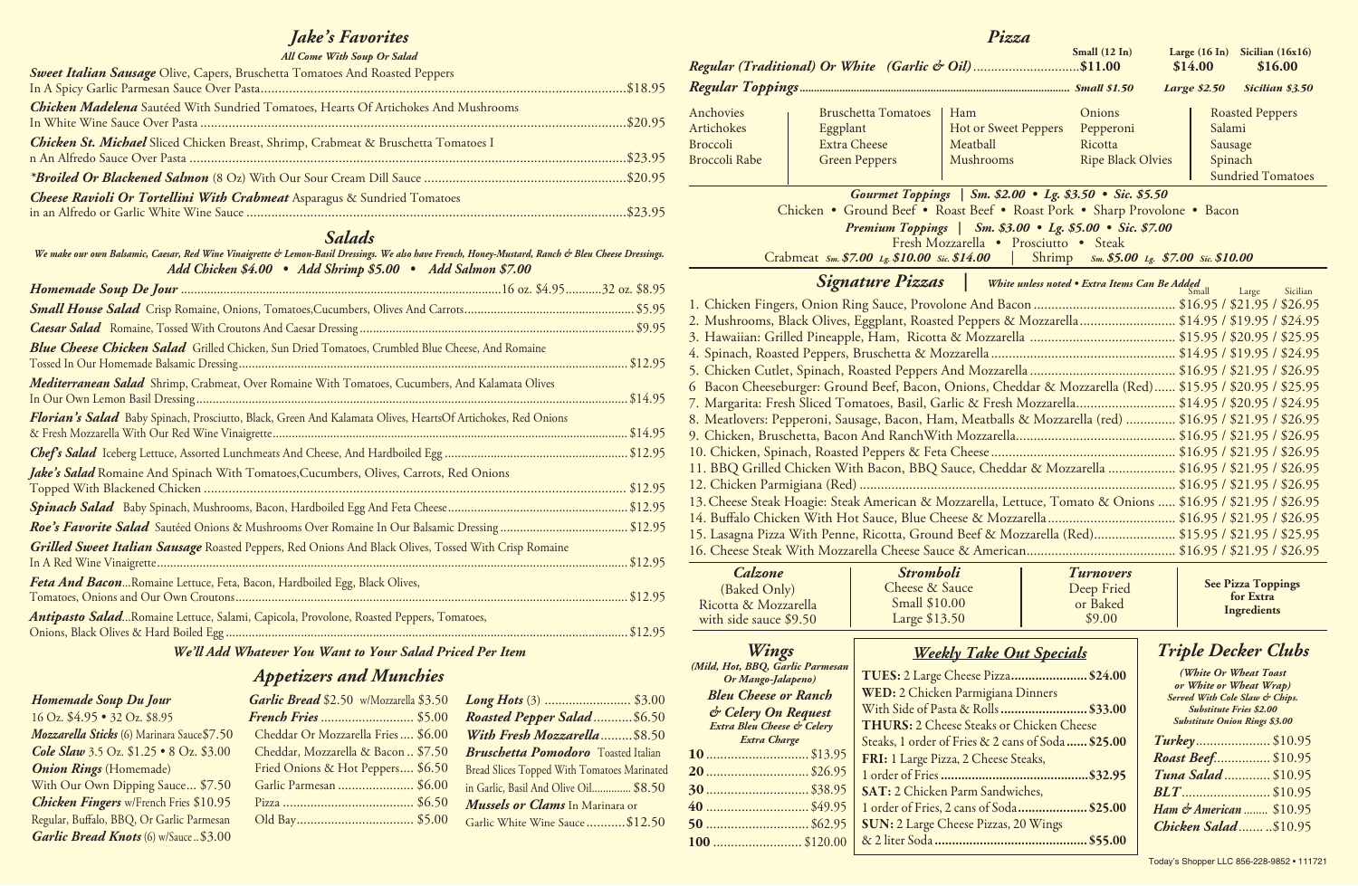## Jake's Favorites

*All Come With Soup Or Salad*

**Sweet Italian Sausage** Olive, Capers, Bruschetta Tomatoes And Roasted Peppers In A Spicy Garlic Parmesan Sauce Over Pasta ........ $18.95

**Chicken Madelena** Sautéed With Sundried Tomatoes, Hearts Of Artichokes And Mushrooms In White Wine Sauce Over Pasta ........ $20.95

**Chicken St. Michael** Sliced Chicken Breast, Shrimp, Crabmeat & Bruschetta Tomatoes I n An Alfredo Sauce Over Pasta ........ $23.95

***Broiled Or Blackened Salmon** (8 Oz) With Our Sour Cream Dill Sauce ........ $20.95

**Cheese Ravioli Or Tortellini With Crabmeat** Asparagus & Sundried Tomatoes in an Alfredo or Garlic White Wine Sauce ........ $23.95

## Salads

*We make our own Balsamic, Caesar, Red Wine Vinaigrette & Lemon-Basil Dressings. We also have French, Honey-Mustard, Ranch & Bleu Cheese Dressings.*

*Add Chicken $4.00 • Add Shrimp $5.00 • Add Salmon $7.00*

**Homemade Soup De Jour** ........ 16 oz. $4.95 ........ 32 oz. $8.95

**Small House Salad** Crisp Romaine, Onions, Tomatoes,Cucumbers, Olives And Carrots ........ $5.95

**Caesar Salad** Romaine, Tossed With Croutons And Caesar Dressing ........ $9.95

**Blue Cheese Chicken Salad** Grilled Chicken, Sun Dried Tomatoes, Crumbled Blue Cheese, And Romaine Tossed In Our Homemade Balsamic Dressing ........ $12.95

**Mediterranean Salad** Shrimp, Crabmeat, Over Romaine With Tomatoes, Cucumbers, And Kalamata Olives In Our Own Lemon Basil Dressing ........ $14.95

**Florian's Salad** Baby Spinach, Prosciutto, Black, Green And Kalamata Olives, HeartsOf Artichokes, Red Onions & Fresh Mozzarella With Our Red Wine Vinaigrette ........ $14.95

**Chef's Salad** Iceberg Lettuce, Assorted Lunchmeats And Cheese, And Hardboiled Egg ........ $12.95

**Jake's Salad** Romaine And Spinach With Tomatoes,Cucumbers, Olives, Carrots, Red Onions Topped With Blackened Chicken ........ $12.95

**Spinach Salad** Baby Spinach, Mushrooms, Bacon, Hardboiled Egg And Feta Cheese ........ $12.95

**Roe's Favorite Salad** Sautéed Onions & Mushrooms Over Romaine In Our Balsamic Dressing ........ $12.95

**Grilled Sweet Italian Sausage** Roasted Peppers, Red Onions And Black Olives, Tossed With Crisp Romaine In A Red Wine Vinaigrette ........ $12.95

**Feta And Bacon**...Romaine Lettuce, Feta, Bacon, Hardboiled Egg, Black Olives, Tomatoes, Onions and Our Own Croutons ........ $12.95

**Antipasto Salad**...Romaine Lettuce, Salami, Capicola, Provolone, Roasted Peppers, Tomatoes, Onions, Black Olives & Hard Boiled Egg ........ $12.95

*We'll Add Whatever You Want to Your Salad Priced Per Item*

## Appetizers and Munchies

**Homemade Soup Du Jour**
16 Oz. $4.95 • 32 Oz. $8.95

**Mozzarella Sticks** (6) Marinara Sauce $7.50

**Cole Slaw** 3.5 Oz. $1.25 • 8 Oz. $3.00

**Onion Rings** (Homemade)
With Our Own Dipping Sauce... $7.50

**Chicken Fingers** w/French Fries $10.95
Regular, Buffalo, BBQ, Or Garlic Parmesan

**Garlic Bread Knots** (6) w/Sauce .. $3.00

**Garlic Bread** $2.50 w/Mozzarella $3.50

**French Fries** ........ $5.00
Cheddar Or Mozzarella Fries .... $6.00
Cheddar, Mozzarella & Bacon .. $7.50
Fried Onions & Hot Peppers .... $6.50
Garlic Parmesan ........ $6.00
Pizza ........ $6.50
Old Bay ........ $5.00

**Long Hots** (3) ........ $3.00

**Roasted Pepper Salad** ........ $6.50

**With Fresh Mozzarella** ........ $8.50

**Bruschetta Pomodoro** Toasted Italian Bread Slices Topped With Tomatoes Marinated in Garlic, Basil And Olive Oil ........ $8.50

**Mussels or Clams** In Marinara or Garlic White Wine Sauce ........ $12.50

## Pizza

| | Small (12 In) | Large (16 In) | Sicilian (16x16) |
|---|---|---|---|
| *Regular (Traditional) Or White (Garlic & Oil)* | $11.00 | $14.00 | $16.00 |
| *Regular Toppings* | Small $1.50 | Large $2.50 | Sicilian $3.50 |

Anchovies, Artichokes, Broccoli, Broccoli Rabe, Bruschetta Tomatoes, Eggplant, Extra Cheese, Green Peppers, Ham, Hot or Sweet Peppers, Meatball, Mushrooms, Onions, Pepperoni, Ricotta, Ripe Black Olvies, Roasted Peppers, Salami, Sausage, Spinach, Sundried Tomatoes

*Gourmet Toppings | Sm. $2.00 • Lg. $3.50 • Sic. $5.50*
Chicken • Ground Beef • Roast Beef • Roast Pork • Sharp Provolone • Bacon

*Premium Toppings | Sm. $3.00 • Lg. $5.00 • Sic. $7.00*
Fresh Mozzarella • Prosciutto • Steak
Crabmeat *Sm. $7.00 Lg. $10.00 Sic. $14.00* | Shrimp *Sm. $5.00 Lg. $7.00 Sic. $10.00*

### Signature Pizzas

*White unless noted • Extra Items Can Be Added*

| | Small | Large | Sicilian |
|---|---|---|---|
| 1. Chicken Fingers, Onion Ring Sauce, Provolone And Bacon | $16.95 | $21.95 | $26.95 |
| 2. Mushrooms, Black Olives, Eggplant, Roasted Peppers & Mozzarella | $14.95 | $19.95 | $24.95 |
| 3. Hawaiian: Grilled Pineapple, Ham, Ricotta & Mozzarella | $15.95 | $20.95 | $25.95 |
| 4. Spinach, Roasted Peppers, Bruschetta & Mozzarella | $14.95 | $19.95 | $24.95 |
| 5. Chicken Cutlet, Spinach, Roasted Peppers And Mozzarella | $16.95 | $21.95 | $26.95 |
| 6 Bacon Cheeseburger: Ground Beef, Bacon, Onions, Cheddar & Mozzarella (Red) | $15.95 | $20.95 | $25.95 |
| 7. Margarita: Fresh Sliced Tomatoes, Basil, Garlic & Fresh Mozzarella | $14.95 | $20.95 | $24.95 |
| 8. Meatlovers: Pepperoni, Sausage, Bacon, Ham, Meatballs & Mozzarella (red) | $16.95 | $21.95 | $26.95 |
| 9. Chicken, Bruschetta, Bacon And RanchWith Mozzarella | $16.95 | $21.95 | $26.95 |
| 10. Chicken, Spinach, Roasted Peppers & Feta Cheese | $16.95 | $21.95 | $26.95 |
| 11. BBQ Grilled Chicken With Bacon, BBQ Sauce, Cheddar & Mozzarella | $16.95 | $21.95 | $26.95 |
| 12. Chicken Parmigiana (Red) | $16.95 | $21.95 | $26.95 |
| 13. Cheese Steak Hoagie: Steak American & Mozzarella, Lettuce, Tomato & Onions | $16.95 | $21.95 | $26.95 |
| 14. Buffalo Chicken With Hot Sauce, Blue Cheese & Mozzarella | $16.95 | $21.95 | $26.95 |
| 15. Lasagna Pizza With Penne, Ricotta, Ground Beef & Mozzarella (Red) | $15.95 | $20.95 | $25.95 |
| 16. Cheese Steak With Mozzarella Cheese Sauce & American | $16.95 | $21.95 | $26.95 |

**Calzone**
(Baked Only)
Ricotta & Mozzarella
with side sauce $9.50

**Stromboli**
Cheese & Sauce
Small $10.00
Large $13.50

**Turnovers**
Deep Fried
or Baked
$9.00

**See Pizza Toppings for Extra Ingredients**

## Wings

*(Mild, Hot, BBQ, Garlic Parmesan Or Mango-Jalapeno)*

***Bleu Cheese or Ranch & Celery On Request***
*Extra Bleu Cheese & Celery Extra Charge*

| | |
|---|---|
| 10 | $13.95 |
| 20 | $26.95 |
| 30 | $38.95 |
| 40 | $49.95 |
| 50 | $62.95 |
| 100 | $120.00 |

## Weekly Take Out Specials

**TUES:** 2 Large Cheese Pizza ........ $24.00

**WED:** 2 Chicken Parmigiana Dinners With Side of Pasta & Rolls ........ $33.00

**THURS:** 2 Cheese Steaks or Chicken Cheese Steaks, 1 order of Fries & 2 cans of Soda ........ $25.00

**FRI:** 1 Large Pizza, 2 Cheese Steaks, 1 order of Fries ........ $32.95

**SAT:** 2 Chicken Parm Sandwiches, 1 order of Fries, 2 cans of Soda ........ $25.00

**SUN:** 2 Large Cheese Pizzas, 20 Wings & 2 liter Soda ........ $55.00

## Triple Decker Clubs

*(White Or Wheat Toast or White or Wheat Wrap)*
*Served With Cole Slaw & Chips.*
*Substitute Fries $2.00*
*Substitute Onion Rings $3.00*

**Turkey** ........ $10.95
**Roast Beef** ........ $10.95
**Tuna Salad** ........ $10.95
**BLT** ........ $10.95
**Ham & American** ........ $10.95
**Chicken Salad** ........ $10.95

Today's Shopper LLC 856-228-9852 • 111721